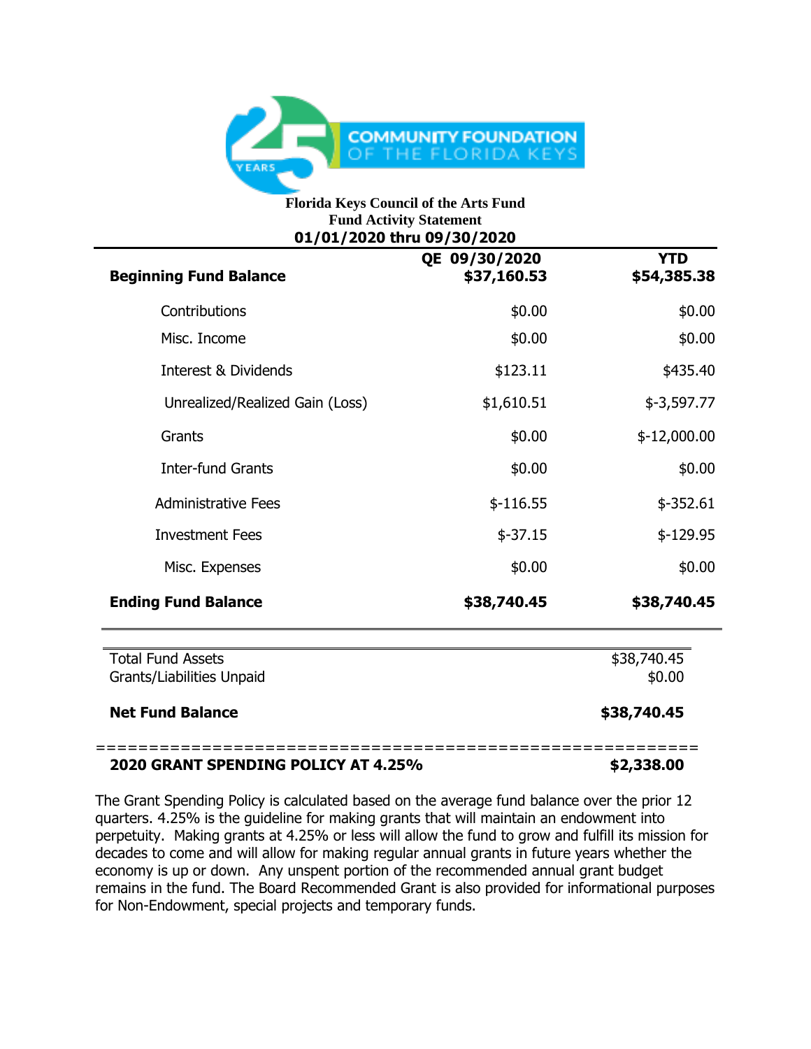**Florida Keys Council of the Arts Fund**
**Fund Activity Statement**
**01/01/2020 thru 09/30/2020**

| | QE 09/30/2020 | YTD |
|---|---|---|
| **Beginning Fund Balance** | **$37,160.53** | **$54,385.38** |
| Contributions | $0.00 | $0.00 |
| Misc. Income | $0.00 | $0.00 |
| Interest & Dividends | $123.11 | $435.40 |
| Unrealized/Realized Gain (Loss) | $1,610.51 | $-3,597.77 |
| Grants | $0.00 | $-12,000.00 |
| Inter-fund Grants | $0.00 | $0.00 |
| Administrative Fees | $-116.55 | $-352.61 |
| Investment Fees | $-37.15 | $-129.95 |
| Misc. Expenses | $0.00 | $0.00 |
| **Ending Fund Balance** | **$38,740.45** | **$38,740.45** |

| | |
|---|---|
| Total Fund Assets | $38,740.45 |
| Grants/Liabilities Unpaid | $0.00 |
| **Net Fund Balance** | **$38,740.45** |

=======================================================

**2020 GRANT SPENDING POLICY AT 4.25%** **$2,338.00**

The Grant Spending Policy is calculated based on the average fund balance over the prior 12 quarters. 4.25% is the guideline for making grants that will maintain an endowment into perpetuity. Making grants at 4.25% or less will allow the fund to grow and fulfill its mission for decades to come and will allow for making regular annual grants in future years whether the economy is up or down. Any unspent portion of the recommended annual grant budget remains in the fund. The Board Recommended Grant is also provided for informational purposes for Non-Endowment, special projects and temporary funds.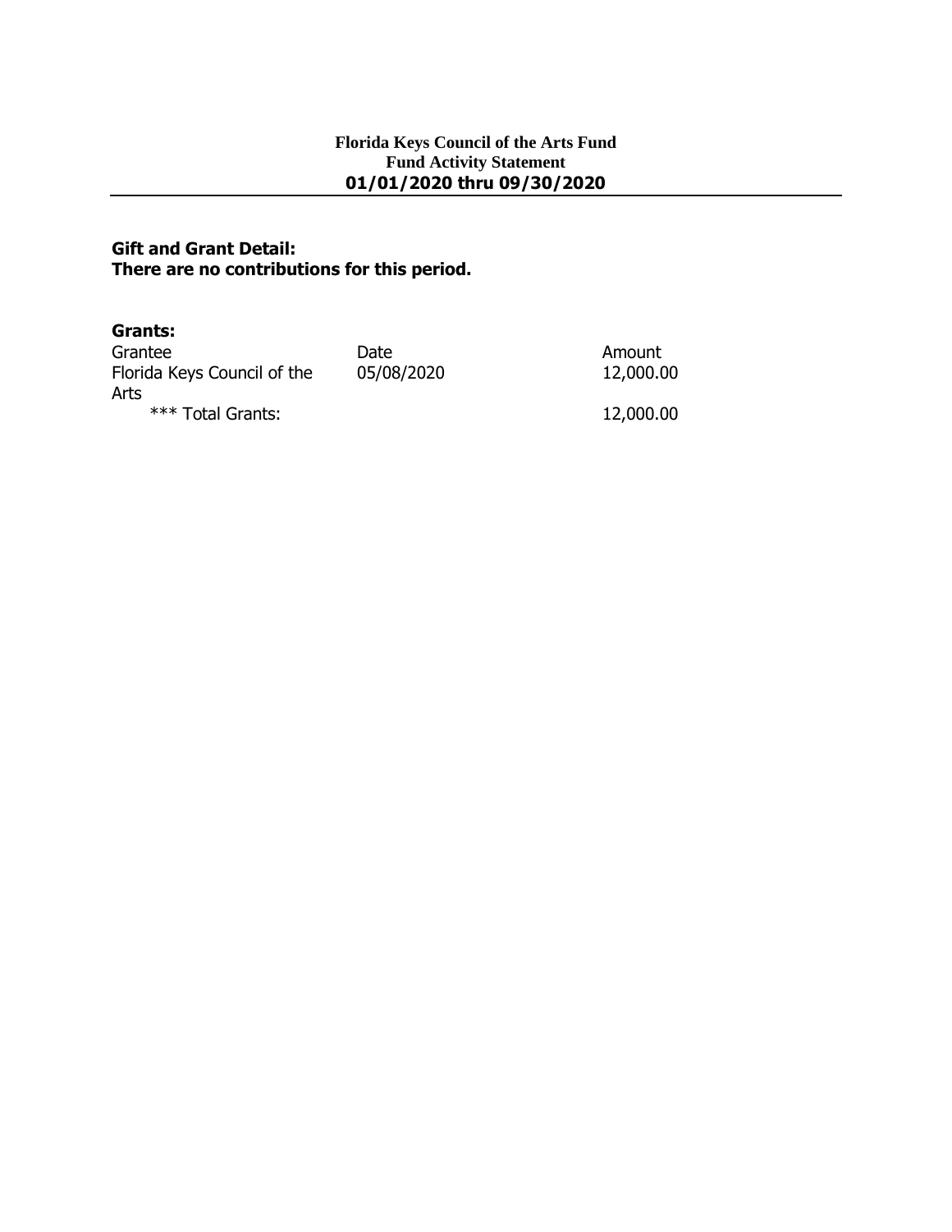**Florida Keys Council of the Arts Fund**
**Fund Activity Statement**
**01/01/2020 thru 09/30/2020**

---

**Gift and Grant Detail:**
**There are no contributions for this period.**

**Grants:**

| Grantee | Date | Amount |
| --- | --- | --- |
| Florida Keys Council of the Arts | 05/08/2020 | 12,000.00 |
| *** Total Grants: | | 12,000.00 |